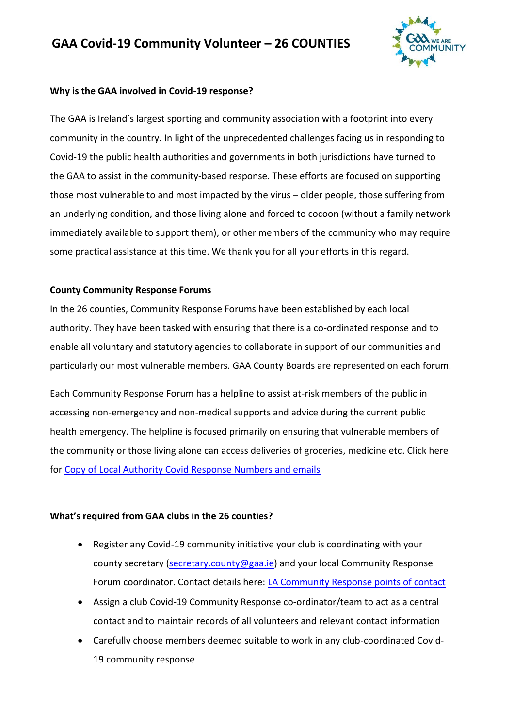# GAA Covid-19 Community Volunteer – 26 COUNTIES

**Why is the GAA involved in Covid-19 response?**

The GAA is Ireland's largest sporting and community association with a footprint into every community in the country. In light of the unprecedented challenges facing us in responding to Covid-19 the public health authorities and governments in both jurisdictions have turned to the GAA to assist in the community-based response. These efforts are focused on supporting those most vulnerable to and most impacted by the virus – older people, those suffering from an underlying condition, and those living alone and forced to cocoon (without a family network immediately available to support them), or other members of the community who may require some practical assistance at this time. We thank you for all your efforts in this regard.

**County Community Response Forums**

In the 26 counties, Community Response Forums have been established by each local authority. They have been tasked with ensuring that there is a co-ordinated response and to enable all voluntary and statutory agencies to collaborate in support of our communities and particularly our most vulnerable members. GAA County Boards are represented on each forum.

Each Community Response Forum has a helpline to assist at-risk members of the public in accessing non-emergency and non-medical supports and advice during the current public health emergency. The helpline is focused primarily on ensuring that vulnerable members of the community or those living alone can access deliveries of groceries, medicine etc. Click here for Copy of Local Authority Covid Response Numbers and emails

**What's required from GAA clubs in the 26 counties?**

- Register any Covid-19 community initiative your club is coordinating with your county secretary (secretary.county@gaa.ie) and your local Community Response Forum coordinator. Contact details here: LA Community Response points of contact
- Assign a club Covid-19 Community Response co-ordinator/team to act as a central contact and to maintain records of all volunteers and relevant contact information
- Carefully choose members deemed suitable to work in any club-coordinated Covid-19 community response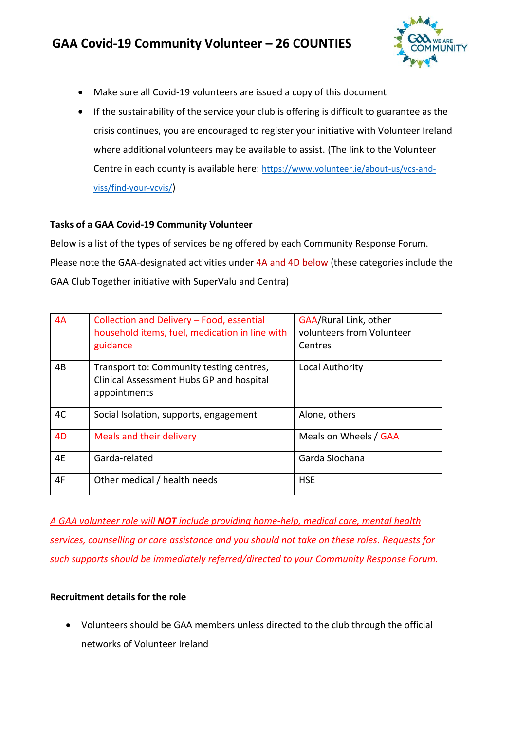- Make sure all Covid-19 volunteers are issued a copy of this document
- If the sustainability of the service your club is offering is difficult to guarantee as the crisis continues, you are encouraged to register your initiative with Volunteer Ireland where additional volunteers may be available to assist. (The link to the Volunteer Centre in each county is available here: [https://www.volunteer.ie/about-us/vcs-and-viss/find-your-vcvis/](https://www.volunteer.ie/about-us/vcs-and-viss/find-your-vcvis/))

**Tasks of a GAA Covid-19 Community Volunteer**

Below is a list of the types of services being offered by each Community Response Forum. Please note the GAA-designated activities under 4A and 4D below (these categories include the GAA Club Together initiative with SuperValu and Centra)

| | | |
|---|---|---|
| 4A | Collection and Delivery – Food, essential household items, fuel, medication in line with guidance | GAA/Rural Link, other volunteers from Volunteer Centres |
| 4B | Transport to: Community testing centres, Clinical Assessment Hubs GP and hospital appointments | Local Authority |
| 4C | Social Isolation, supports, engagement | Alone, others |
| 4D | Meals and their delivery | Meals on Wheels / GAA |
| 4E | Garda-related | Garda Siochana |
| 4F | Other medical / health needs | HSE |

*A GAA volunteer role will **NOT** include providing home-help, medical care, mental health services, counselling or care assistance and you should not take on these roles. Requests for such supports should be immediately referred/directed to your Community Response Forum.*

**Recruitment details for the role**

- Volunteers should be GAA members unless directed to the club through the official networks of Volunteer Ireland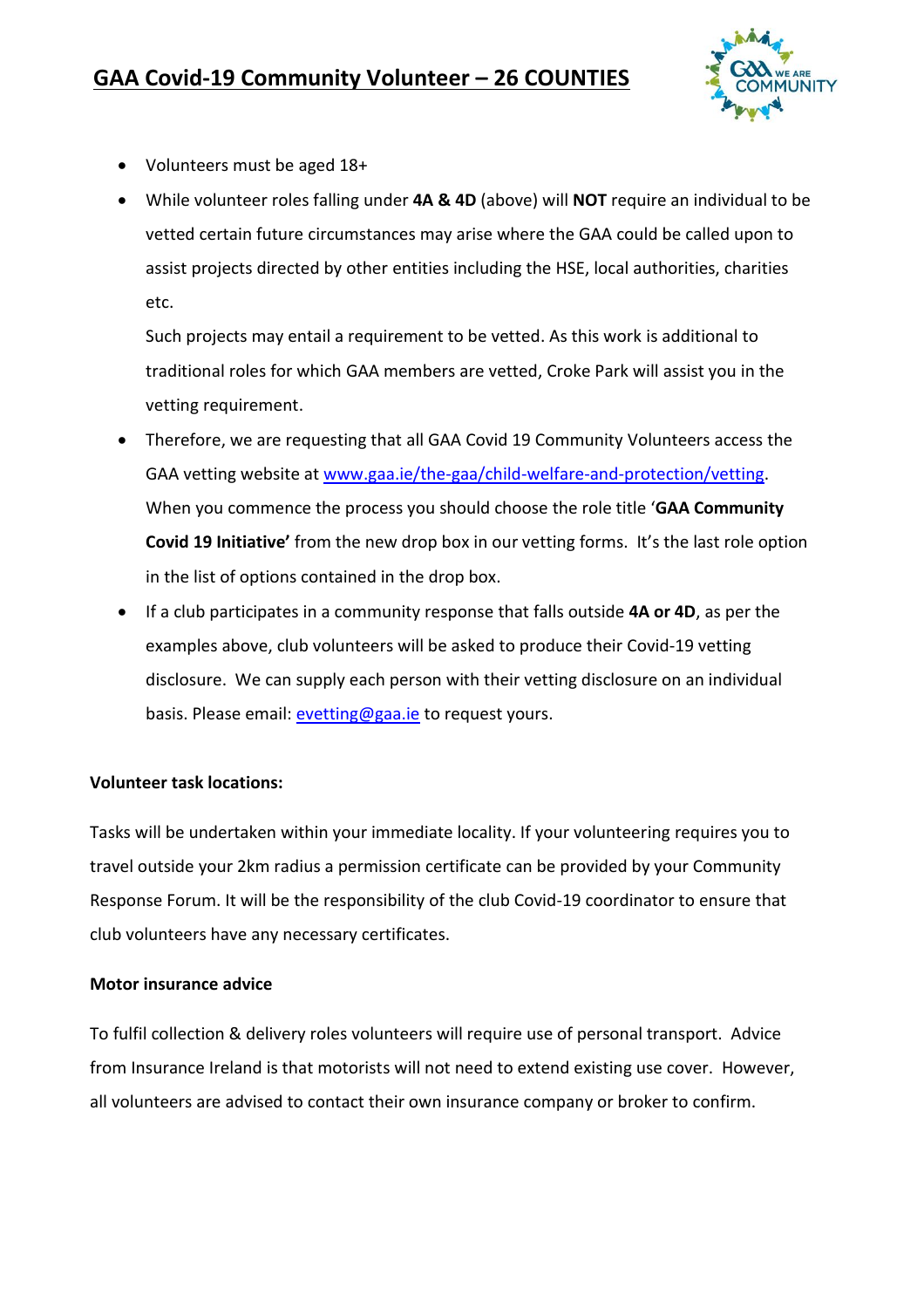# GAA Covid-19 Community Volunteer – 26 COUNTIES

- Volunteers must be aged 18+
- While volunteer roles falling under **4A & 4D** (above) will **NOT** require an individual to be vetted certain future circumstances may arise where the GAA could be called upon to assist projects directed by other entities including the HSE, local authorities, charities etc.

  Such projects may entail a requirement to be vetted. As this work is additional to traditional roles for which GAA members are vetted, Croke Park will assist you in the vetting requirement.
- Therefore, we are requesting that all GAA Covid 19 Community Volunteers access the GAA vetting website at [www.gaa.ie/the-gaa/child-welfare-and-protection/vetting](www.gaa.ie/the-gaa/child-welfare-and-protection/vetting). When you commence the process you should choose the role title '**GAA Community Covid 19 Initiative'** from the new drop box in our vetting forms. It's the last role option in the list of options contained in the drop box.
- If a club participates in a community response that falls outside **4A or 4D**, as per the examples above, club volunteers will be asked to produce their Covid-19 vetting disclosure. We can supply each person with their vetting disclosure on an individual basis. Please email: [evetting@gaa.ie](mailto:evetting@gaa.ie) to request yours.

**Volunteer task locations:**

Tasks will be undertaken within your immediate locality. If your volunteering requires you to travel outside your 2km radius a permission certificate can be provided by your Community Response Forum. It will be the responsibility of the club Covid-19 coordinator to ensure that club volunteers have any necessary certificates.

**Motor insurance advice**

To fulfil collection & delivery roles volunteers will require use of personal transport. Advice from Insurance Ireland is that motorists will not need to extend existing use cover. However, all volunteers are advised to contact their own insurance company or broker to confirm.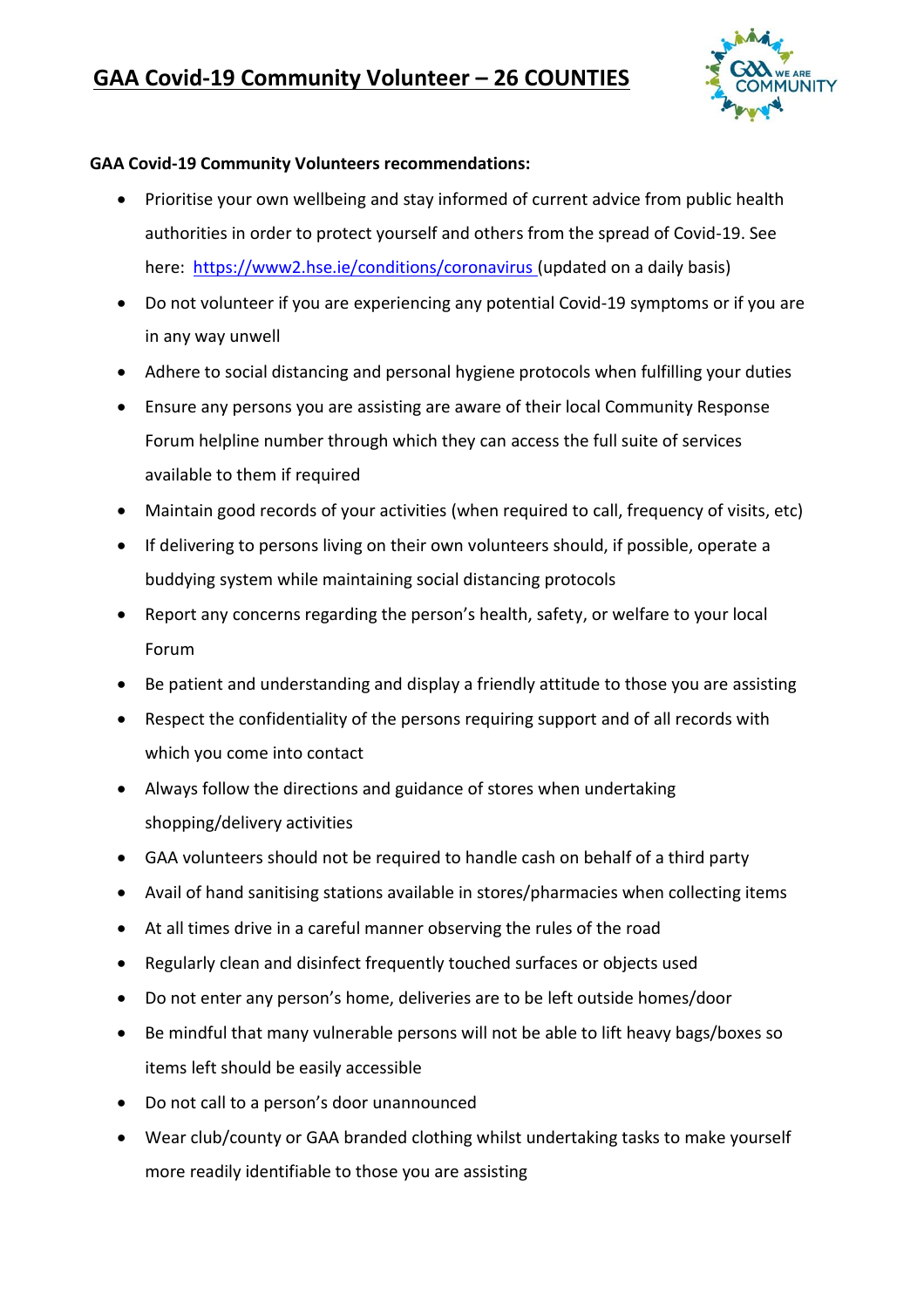# GAA Covid-19 Community Volunteer – 26 COUNTIES

**GAA Covid-19 Community Volunteers recommendations:**

- Prioritise your own wellbeing and stay informed of current advice from public health authorities in order to protect yourself and others from the spread of Covid-19. See here: [https://www2.hse.ie/conditions/coronavirus](https://www2.hse.ie/conditions/coronavirus) (updated on a daily basis)
- Do not volunteer if you are experiencing any potential Covid-19 symptoms or if you are in any way unwell
- Adhere to social distancing and personal hygiene protocols when fulfilling your duties
- Ensure any persons you are assisting are aware of their local Community Response Forum helpline number through which they can access the full suite of services available to them if required
- Maintain good records of your activities (when required to call, frequency of visits, etc)
- If delivering to persons living on their own volunteers should, if possible, operate a buddying system while maintaining social distancing protocols
- Report any concerns regarding the person's health, safety, or welfare to your local Forum
- Be patient and understanding and display a friendly attitude to those you are assisting
- Respect the confidentiality of the persons requiring support and of all records with which you come into contact
- Always follow the directions and guidance of stores when undertaking shopping/delivery activities
- GAA volunteers should not be required to handle cash on behalf of a third party
- Avail of hand sanitising stations available in stores/pharmacies when collecting items
- At all times drive in a careful manner observing the rules of the road
- Regularly clean and disinfect frequently touched surfaces or objects used
- Do not enter any person's home, deliveries are to be left outside homes/door
- Be mindful that many vulnerable persons will not be able to lift heavy bags/boxes so items left should be easily accessible
- Do not call to a person's door unannounced
- Wear club/county or GAA branded clothing whilst undertaking tasks to make yourself more readily identifiable to those you are assisting